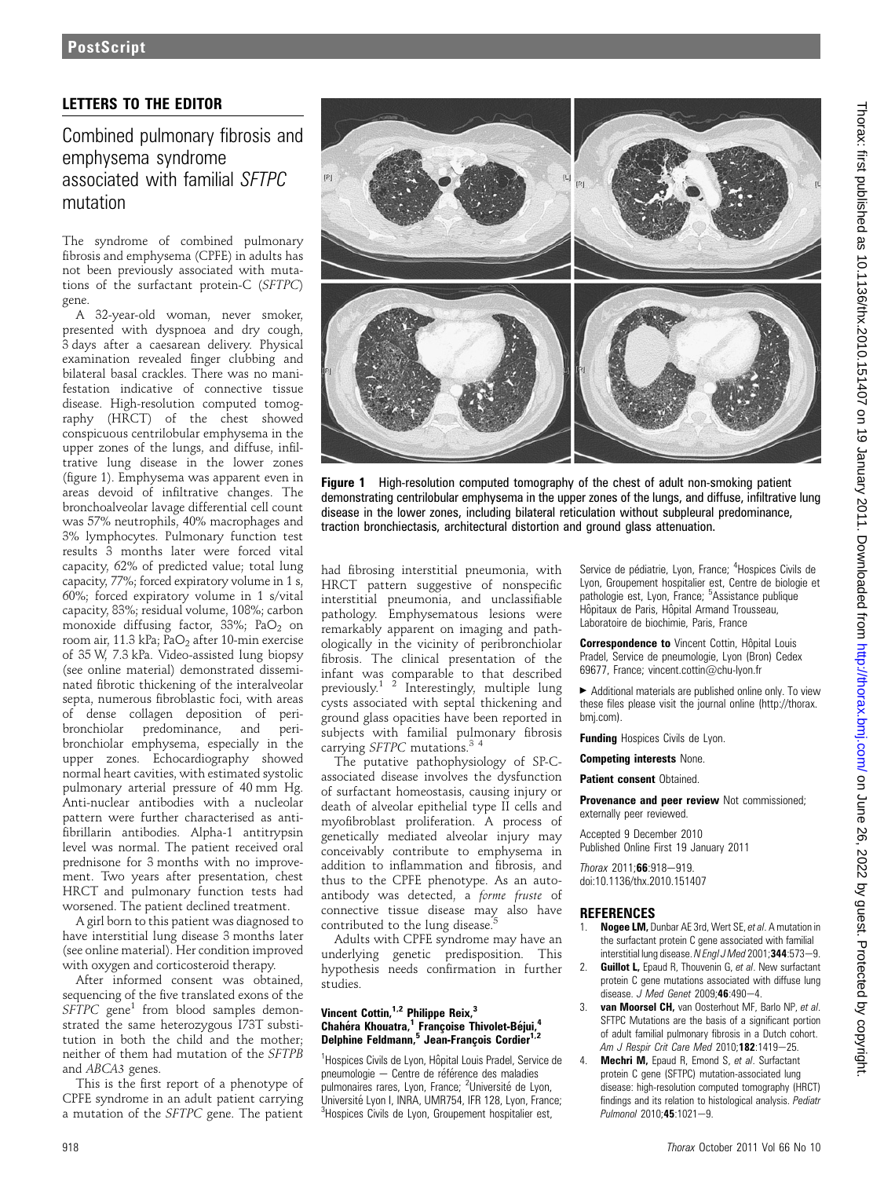## LETTERS TO THE EDITOR

# Combined pulmonary fibrosis and emphysema syndrome associated with familial *SFTPC* mutation

The syndrome of combined pulmonary fibrosis and emphysema (CPFE) in adults has not been previously associated with mutations of the surfactant protein-C (*SFTPC*) gene.

A 32-year-old woman, never smoker, presented with dyspnoea and dry cough, 3 days after a caesarean delivery. Physical examination revealed finger clubbing and bilateral basal crackles. There was no manifestation indicative of connective tissue disease. High-resolution computed tomography (HRCT) of the chest showed conspicuous centrilobular emphysema in the upper zones of the lungs, and diffuse, infiltrative lung disease in the lower zones (figure 1). Emphysema was apparent even in areas devoid of infiltrative changes. The bronchoalveolar lavage differential cell count was 57% neutrophils, 40% macrophages and 3% lymphocytes. Pulmonary function test results 3 months later were forced vital capacity, 62% of predicted value; total lung capacity, 77%; forced expiratory volume in 1 s, 60%; forced expiratory volume in 1 s/vital capacity, 83%; residual volume, 108%; carbon monoxide diffusing factor, 33%; $PaO_2$ on room air, 11.3 kPa; $PaO_2$ after 10-min exercise of 35 W, 7.3 kPa. Video-assisted lung biopsy (see online material) demonstrated disseminated fibrotic thickening of the interalveolar septa, numerous fibroblastic foci, with areas of dense collagen deposition of peribronchiolar predominance, and peribronchiolar emphysema, especially in the upper zones. Echocardiography showed normal heart cavities, with estimated systolic pulmonary arterial pressure of 40 mm Hg. Anti-nuclear antibodies with a nucleolar pattern were further characterised as antifibrillarin antibodies. Alpha-1 antitrypsin level was normal. The patient received oral prednisone for 3 months with no improvement. Two years after presentation, chest HRCT and pulmonary function tests had worsened. The patient declined treatment.

A girl born to this patient was diagnosed to have interstitial lung disease 3 months later (see online material). Her condition improved with oxygen and corticosteroid therapy.

After informed consent was obtained, sequencing of the five translated exons of the *SFTPC* gene[1] from blood samples demonstrated the same heterozygous I73T substitution in both the child and the mother; neither of them had mutation of the *SFTPB* and *ABCA3* genes.

This is the first report of a phenotype of CPFE syndrome in an adult patient carrying a mutation of the *SFTPC* gene. The patient had fibrosing interstitial pneumonia, with HRCT pattern suggestive of nonspecific interstitial pneumonia, and unclassifiable pathology. Emphysematous lesions were remarkably apparent on imaging and pathologically in the vicinity of peribronchiolar fibrosis. The clinical presentation of the infant was comparable to that described previously.[1 2] Interestingly, multiple lung cysts associated with septal thickening and ground glass opacities have been reported in subjects with familial pulmonary fibrosis carrying *SFTPC* mutations.[3 4]

The putative pathophysiology of SP-C-associated disease involves the dysfunction of surfactant homeostasis, causing injury or death of alveolar epithelial type II cells and myofibroblast proliferation. A process of genetically mediated alveolar injury may conceivably contribute to emphysema in addition to inflammation and fibrosis, and thus to the CPFE phenotype. As an autoantibody was detected, a *forme fruste* of connective tissue disease may also have contributed to the lung disease.[5]

Adults with CPFE syndrome may have an underlying genetic predisposition. This hypothesis needs confirmation in further studies.

Figure 1 High-resolution computed tomography of the chest of adult non-smoking patient demonstrating centrilobular emphysema in the upper zones of the lungs, and diffuse, infiltrative lung disease in the lower zones, including bilateral reticulation without subpleural predominance, traction bronchiectasis, architectural distortion and ground glass attenuation.

**Vincent Cottin,[1,2] Philippe Reix,[3] Chahéra Khouatra,[1] Françoise Thivolet-Béjui,[4] Delphine Feldmann,[5] Jean-François Cordier[1,2]**

[1]Hospices Civils de Lyon, Hôpital Louis Pradel, Service de pneumologie – Centre de référence des maladies pulmonaires rares, Lyon, France; [2]Université de Lyon, Université Lyon I, INRA, UMR754, IFR 128, Lyon, France; [3]Hospices Civils de Lyon, Groupement hospitalier est, Service de pédiatrie, Lyon, France; [4]Hospices Civils de Lyon, Groupement hospitalier est, Centre de biologie et pathologie est, Lyon, France; [5]Assistance publique Hôpitaux de Paris, Hôpital Armand Trousseau, Laboratoire de biochimie, Paris, France

**Correspondence to** Vincent Cottin, Hôpital Louis Pradel, Service de pneumologie, Lyon (Bron) Cedex 69677, France; vincent.cottin@chu-lyon.fr

► Additional materials are published online only. To view these files please visit the journal online (http://thorax.bmj.com).

**Funding** Hospices Civils de Lyon.

**Competing interests** None.

**Patient consent** Obtained.

**Provenance and peer review** Not commissioned; externally peer reviewed.

Accepted 9 December 2010
Published Online First 19 January 2011

*Thorax* 2011;**66**:918–919.
doi:10.1136/thx.2010.151407

## REFERENCES

1. **Nogee LM,** Dunbar AE 3rd, Wert SE, *et al.* A mutation in the surfactant protein C gene associated with familial interstitial lung disease. *N Engl J Med* 2001;**344**:573–9.
2. **Guillot L,** Epaud R, Thouvenin G, *et al.* New surfactant protein C gene mutations associated with diffuse lung disease. *J Med Genet* 2009;**46**:490–4.
3. **van Moorsel CH,** van Oosterhout MF, Barlo NP, *et al.* SFTPC Mutations are the basis of a significant portion of adult familial pulmonary fibrosis in a Dutch cohort. *Am J Respir Crit Care Med* 2010;**182**:1419–25.
4. **Mechri M,** Epaud R, Emond S, *et al.* Surfactant protein C gene (SFTPC) mutation-associated lung disease: high-resolution computed tomography (HRCT) findings and its relation to histological analysis. *Pediatr Pulmonol* 2010;**45**:1021–9.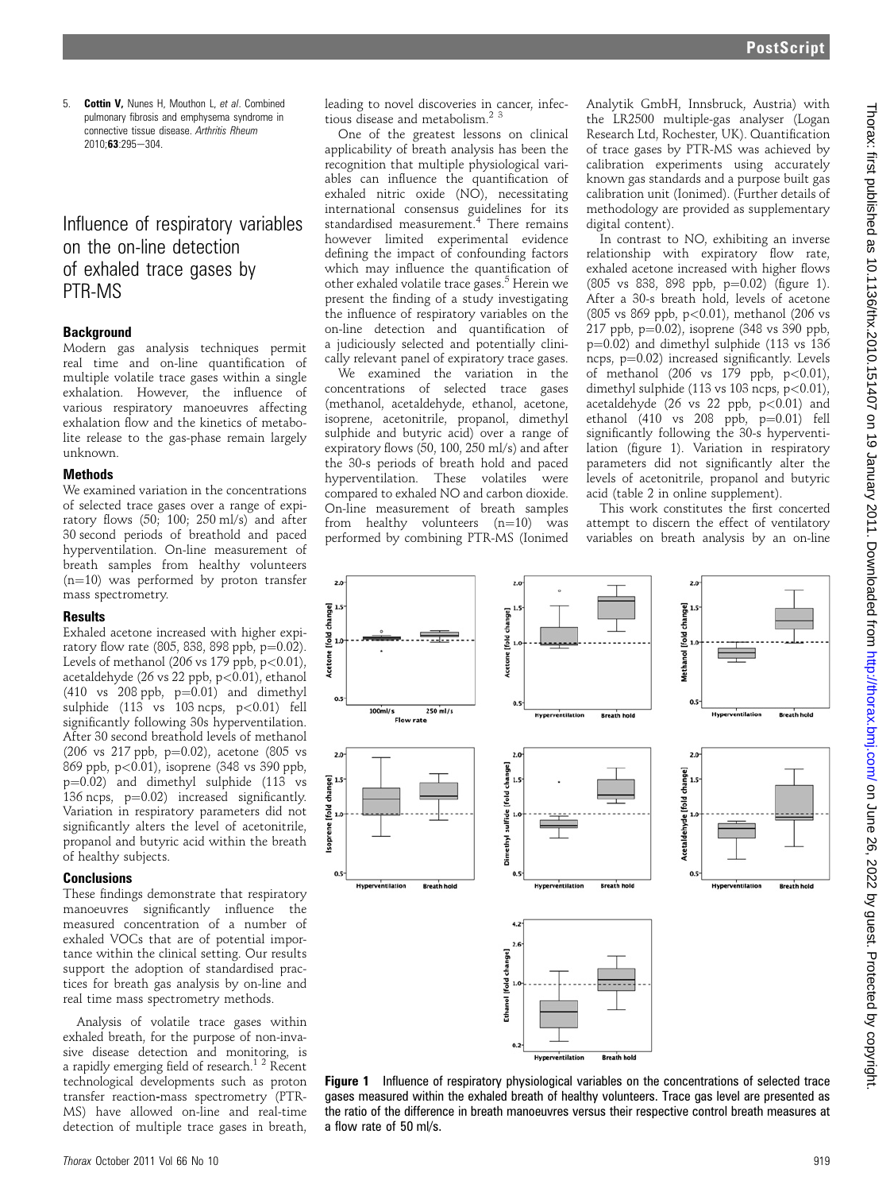5. **Cottin V**, Nunes H, Mouthon L, *et al*. Combined pulmonary fibrosis and emphysema syndrome in connective tissue disease. *Arthritis Rheum* 2010;**63**:295–304.

# Influence of respiratory variables on the on-line detection of exhaled trace gases by PTR-MS

## Background

Modern gas analysis techniques permit real time and on-line quantification of multiple volatile trace gases within a single exhalation. However, the influence of various respiratory manoeuvres affecting exhalation flow and the kinetics of metabolite release to the gas-phase remain largely unknown.

## Methods

We examined variation in the concentrations of selected trace gases over a range of expiratory flows (50; 100; 250 ml/s) and after 30 second periods of breathold and paced hyperventilation. On-line measurement of breath samples from healthy volunteers (n=10) was performed by proton transfer mass spectrometry.

## Results

Exhaled acetone increased with higher expiratory flow rate (805, 838, 898 ppb, p=0.02). Levels of methanol (206 vs 179 ppb, p<0.01), acetaldehyde (26 vs 22 ppb, p<0.01), ethanol (410 vs 208 ppb, p=0.01) and dimethyl sulphide (113 vs 103 ncps, p<0.01) fell significantly following 30s hyperventilation. After 30 second breathold levels of methanol (206 vs 217 ppb, p=0.02), acetone (805 vs 869 ppb, p<0.01), isoprene (348 vs 390 ppb, p=0.02) and dimethyl sulphide (113 vs 136 ncps, p=0.02) increased significantly. Variation in respiratory parameters did not significantly alters the level of acetonitrile, propanol and butyric acid within the breath of healthy subjects.

## Conclusions

These findings demonstrate that respiratory manoeuvres significantly influence the measured concentration of a number of exhaled VOCs that are of potential importance within the clinical setting. Our results support the adoption of standardised practices for breath gas analysis by on-line and real time mass spectrometry methods.

Analysis of volatile trace gases within exhaled breath, for the purpose of non-invasive disease detection and monitoring, is a rapidly emerging field of research.[1 2] Recent technological developments such as proton transfer reaction-mass spectrometry (PTR-MS) have allowed on-line and real-time detection of multiple trace gases in breath, leading to novel discoveries in cancer, infectious disease and metabolism.[2 3]

One of the greatest lessons on clinical applicability of breath analysis has been the recognition that multiple physiological variables can influence the quantification of exhaled nitric oxide (NO), necessitating international consensus guidelines for its standardised measurement.[4] There remains however limited experimental evidence defining the impact of confounding factors which may influence the quantification of other exhaled volatile trace gases.[5] Herein we present the finding of a study investigating the influence of respiratory variables on the on-line detection and quantification of a judiciously selected and potentially clinically relevant panel of expiratory trace gases.

We examined the variation in the concentrations of selected trace gases (methanol, acetaldehyde, ethanol, acetone, isoprene, acetonitrile, propanol, dimethyl sulphide and butyric acid) over a range of expiratory flows (50, 100, 250 ml/s) and after the 30-s periods of breath hold and paced hyperventilation. These volatiles were compared to exhaled NO and carbon dioxide. On-line measurement of breath samples from healthy volunteers (n=10) was performed by combining PTR-MS (Ionimed Analytik GmbH, Innsbruck, Austria) with the LR2500 multiple-gas analyser (Logan Research Ltd, Rochester, UK). Quantification of trace gases by PTR-MS was achieved by calibration experiments using accurately known gas standards and a purpose built gas calibration unit (Ionimed). (Further details of methodology are provided as supplementary digital content).

In contrast to NO, exhibiting an inverse relationship with expiratory flow rate, exhaled acetone increased with higher flows (805 vs 838, 898 ppb, p=0.02) (figure 1). After a 30-s breath hold, levels of acetone (805 vs 869 ppb, p<0.01), methanol (206 vs 217 ppb, p=0.02), isoprene (348 vs 390 ppb, p=0.02) and dimethyl sulphide (113 vs 136 ncps, p=0.02) increased significantly. Levels of methanol (206 vs 179 ppb, p<0.01), dimethyl sulphide (113 vs 103 ncps, p<0.01), acetaldehyde (26 vs 22 ppb, p<0.01) and ethanol (410 vs 208 ppb, p=0.01) fell significantly following the 30-s hyperventilation (figure 1). Variation in respiratory parameters did not significantly alter the levels of acetonitrile, propanol and butyric acid (table 2 in online supplement).

This work constitutes the first concerted attempt to discern the effect of ventilatory variables on breath analysis by an on-line

Acetone [fold change]
2.0
1.5
1.0
0.5
100ml/s
250 ml/s
Flow rate

Acetone [fold change]
2.0
1.5
1.0
0.5
Hyperventilation
Breath hold

Methanol [fold change]
2.0
1.5
1.0
0.5
Hyperventilation
Breath hold

Isoprene [fold change]
2.0
1.5
1.0
0.5
Hyperventilation
Breath hold

Dimethyl sulfide [fold change]
2.0
1.5
1.0
0.5
Hyperventilation
Breath hold

Acetaldehyde [fold change]
2.0
1.5
1.0
0.5
Hyperventilation
Breath hold

Ethanol [fold change]
4.2
2.6
1.0
0.2
Hyperventilation
Breath hold

**Figure 1** Influence of respiratory physiological variables on the concentrations of selected trace gases measured within the exhaled breath of healthy volunteers. Trace gas level are presented as the ratio of the difference in breath manoeuvres versus their respective control breath measures at a flow rate of 50 ml/s.